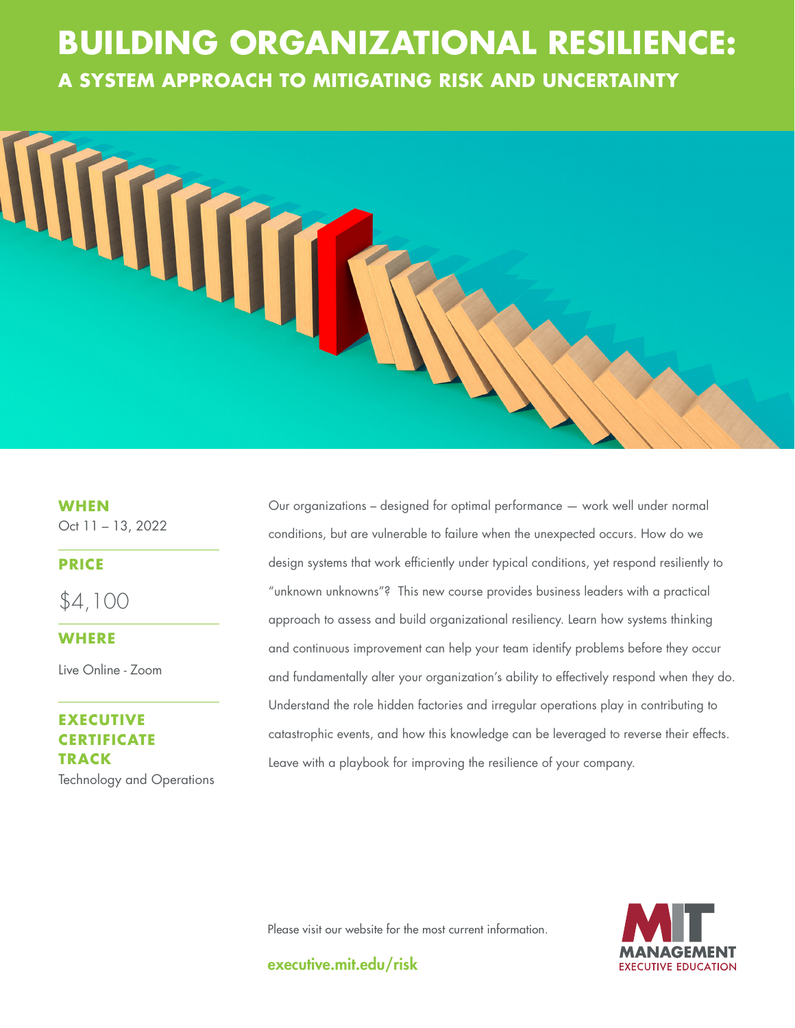# BUILDING ORGANIZATIONAL RESILIENCE:

## A SYSTEM APPROACH TO MITIGATING RISK AND UNCERTAINTY

**WHEN**

Oct 11 – 13, 2022

**PRICE**

$4,100

**WHERE**

Live Online - Zoom

**EXECUTIVE CERTIFICATE TRACK**

Technology and Operations

Our organizations – designed for optimal performance — work well under normal conditions, but are vulnerable to failure when the unexpected occurs. How do we design systems that work efficiently under typical conditions, yet respond resiliently to "unknown unknowns"? This new course provides business leaders with a practical approach to assess and build organizational resiliency. Learn how systems thinking and continuous improvement can help your team identify problems before they occur and fundamentally alter your organization's ability to effectively respond when they do. Understand the role hidden factories and irregular operations play in contributing to catastrophic events, and how this knowledge can be leveraged to reverse their effects. Leave with a playbook for improving the resilience of your company.

Please visit our website for the most current information.

**executive.mit.edu/risk**

MIT MANAGEMENT EXECUTIVE EDUCATION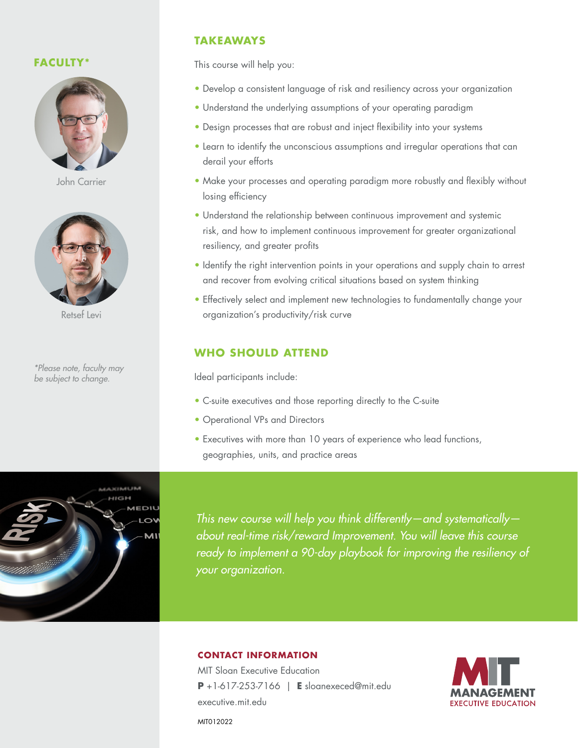## FACULTY*

John Carrier

Retsef Levi

*Please note, faculty may be subject to change.*

## TAKEAWAYS

This course will help you:

- Develop a consistent language of risk and resiliency across your organization
- Understand the underlying assumptions of your operating paradigm
- Design processes that are robust and inject flexibility into your systems
- Learn to identify the unconscious assumptions and irregular operations that can derail your efforts
- Make your processes and operating paradigm more robustly and flexibly without losing efficiency
- Understand the relationship between continuous improvement and systemic risk, and how to implement continuous improvement for greater organizational resiliency, and greater profits
- Identify the right intervention points in your operations and supply chain to arrest and recover from evolving critical situations based on system thinking
- Effectively select and implement new technologies to fundamentally change your organization's productivity/risk curve

## WHO SHOULD ATTEND

Ideal participants include:

- C-suite executives and those reporting directly to the C-suite
- Operational VPs and Directors
- Executives with more than 10 years of experience who lead functions, geographies, units, and practice areas

*This new course will help you think differently—and systematically—about real-time risk/reward Improvement. You will leave this course ready to implement a 90-day playbook for improving the resiliency of your organization.*

### CONTACT INFORMATION

MIT Sloan Executive Education

**P** +1-617-253-7166 | **E** sloanexeced@mit.edu

executive.mit.edu

MIT MANAGEMENT EXECUTIVE EDUCATION

MIT012022